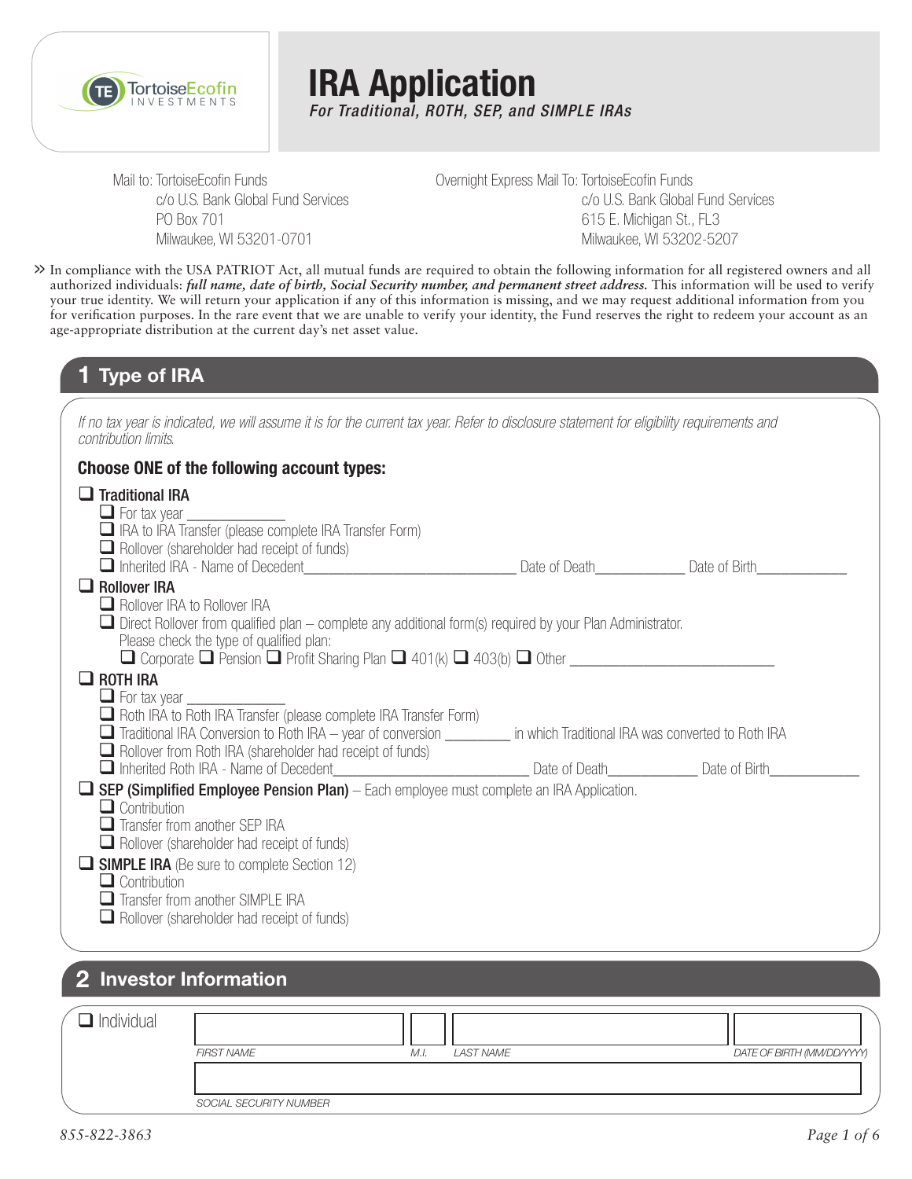TortoiseEcofin INVESTMENTS

# IRA Application

*For Traditional, ROTH, SEP, and SIMPLE IRAs*

Mail to: TortoiseEcofin Funds
c/o U.S. Bank Global Fund Services
PO Box 701
Milwaukee, WI 53201-0701

Overnight Express Mail To: TortoiseEcofin Funds
c/o U.S. Bank Global Fund Services
615 E. Michigan St., FL3
Milwaukee, WI 53202-5207

» In compliance with the USA PATRIOT Act, all mutual funds are required to obtain the following information for all registered owners and all authorized individuals: ***full name, date of birth, Social Security number, and permanent street address.*** This information will be used to verify your true identity. We will return your application if any of this information is missing, and we may request additional information from you for verification purposes. In the rare event that we are unable to verify your identity, the Fund reserves the right to redeem your account as an age-appropriate distribution at the current day's net asset value.

## 1 Type of IRA

*If no tax year is indicated, we will assume it is for the current tax year. Refer to disclosure statement for eligibility requirements and contribution limits.*

**Choose ONE of the following account types:**

- ☐ **Traditional IRA**
  - ☐ For tax year ____________
  - ☐ IRA to IRA Transfer (please complete IRA Transfer Form)
  - ☐ Rollover (shareholder had receipt of funds)
  - ☐ Inherited IRA - Name of Decedent__________________________ Date of Death___________ Date of Birth___________
- ☐ **Rollover IRA**
  - ☐ Rollover IRA to Rollover IRA
  - ☐ Direct Rollover from qualified plan – complete any additional form(s) required by your Plan Administrator.
    Please check the type of qualified plan:
    ☐ Corporate ☐ Pension ☐ Profit Sharing Plan ☐ 401(k) ☐ 403(b) ☐ Other __________________________
- ☐ **ROTH IRA**
  - ☐ For tax year ____________
  - ☐ Roth IRA to Roth IRA Transfer (please complete IRA Transfer Form)
  - ☐ Traditional IRA Conversion to Roth IRA – year of conversion ________ in which Traditional IRA was converted to Roth IRA
  - ☐ Rollover from Roth IRA (shareholder had receipt of funds)
  - ☐ Inherited Roth IRA - Name of Decedent__________________________ Date of Death___________ Date of Birth___________
- ☐ **SEP (Simplified Employee Pension Plan)** – Each employee must complete an IRA Application.
  - ☐ Contribution
  - ☐ Transfer from another SEP IRA
  - ☐ Rollover (shareholder had receipt of funds)
- ☐ **SIMPLE IRA** (Be sure to complete Section 12)
  - ☐ Contribution
  - ☐ Transfer from another SIMPLE IRA
  - ☐ Rollover (shareholder had receipt of funds)

## 2 Investor Information

☐ Individual

| FIRST NAME | M.I. | LAST NAME | DATE OF BIRTH (MM/DD/YYYY) |
|---|---|---|---|
| | | | |

| SOCIAL SECURITY NUMBER |
|---|
| |

855-822-3863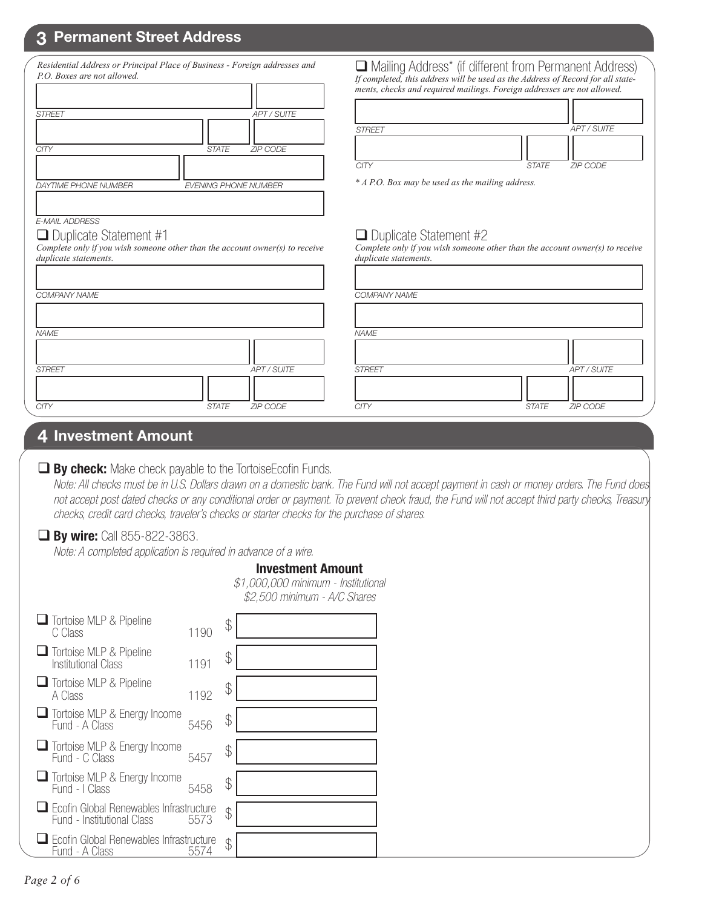## 3 Permanent Street Address

*Residential Address or Principal Place of Business - Foreign addresses and P.O. Boxes are not allowed.*

STREET | APT / SUITE

CITY | STATE | ZIP CODE

DAYTIME PHONE NUMBER | EVENING PHONE NUMBER

E-MAIL ADDRESS

☐ Mailing Address* (if different from Permanent Address)

*If completed, this address will be used as the Address of Record for all statements, checks and required mailings. Foreign addresses are not allowed.*

STREET | APT / SUITE

CITY | STATE | ZIP CODE

** A P.O. Box may be used as the mailing address.*

☐ Duplicate Statement #1

*Complete only if you wish someone other than the account owner(s) to receive duplicate statements.*

COMPANY NAME

NAME

STREET | APT / SUITE

CITY | STATE | ZIP CODE

☐ Duplicate Statement #2

*Complete only if you wish someone other than the account owner(s) to receive duplicate statements.*

COMPANY NAME

NAME

STREET | APT / SUITE

CITY | STATE | ZIP CODE

## 4 Investment Amount

☐ **By check:** Make check payable to the TortoiseEcofin Funds.

*Note: All checks must be in U.S. Dollars drawn on a domestic bank. The Fund will not accept payment in cash or money orders. The Fund does not accept post dated checks or any conditional order or payment. To prevent check fraud, the Fund will not accept third party checks, Treasury checks, credit card checks, traveler's checks or starter checks for the purchase of shares.*

☐ **By wire:** Call 855-822-3863.

*Note: A completed application is required in advance of a wire.*

**Investment Amount**

*$1,000,000 minimum - Institutional*

*$2,500 minimum - A/C Shares*

| Fund | Code | Investment Amount |
|---|---|---|
| ☐ Tortoise MLP & Pipeline C Class | 1190 | $ |
| ☐ Tortoise MLP & Pipeline Institutional Class | 1191 | $ |
| ☐ Tortoise MLP & Pipeline A Class | 1192 | $ |
| ☐ Tortoise MLP & Energy Income Fund - A Class | 5456 | $ |
| ☐ Tortoise MLP & Energy Income Fund - C Class | 5457 | $ |
| ☐ Tortoise MLP & Energy Income Fund - I Class | 5458 | $ |
| ☐ Ecofin Global Renewables Infrastructure Fund - Institutional Class | 5573 | $ |
| ☐ Ecofin Global Renewables Infrastructure Fund - A Class | 5574 | $ |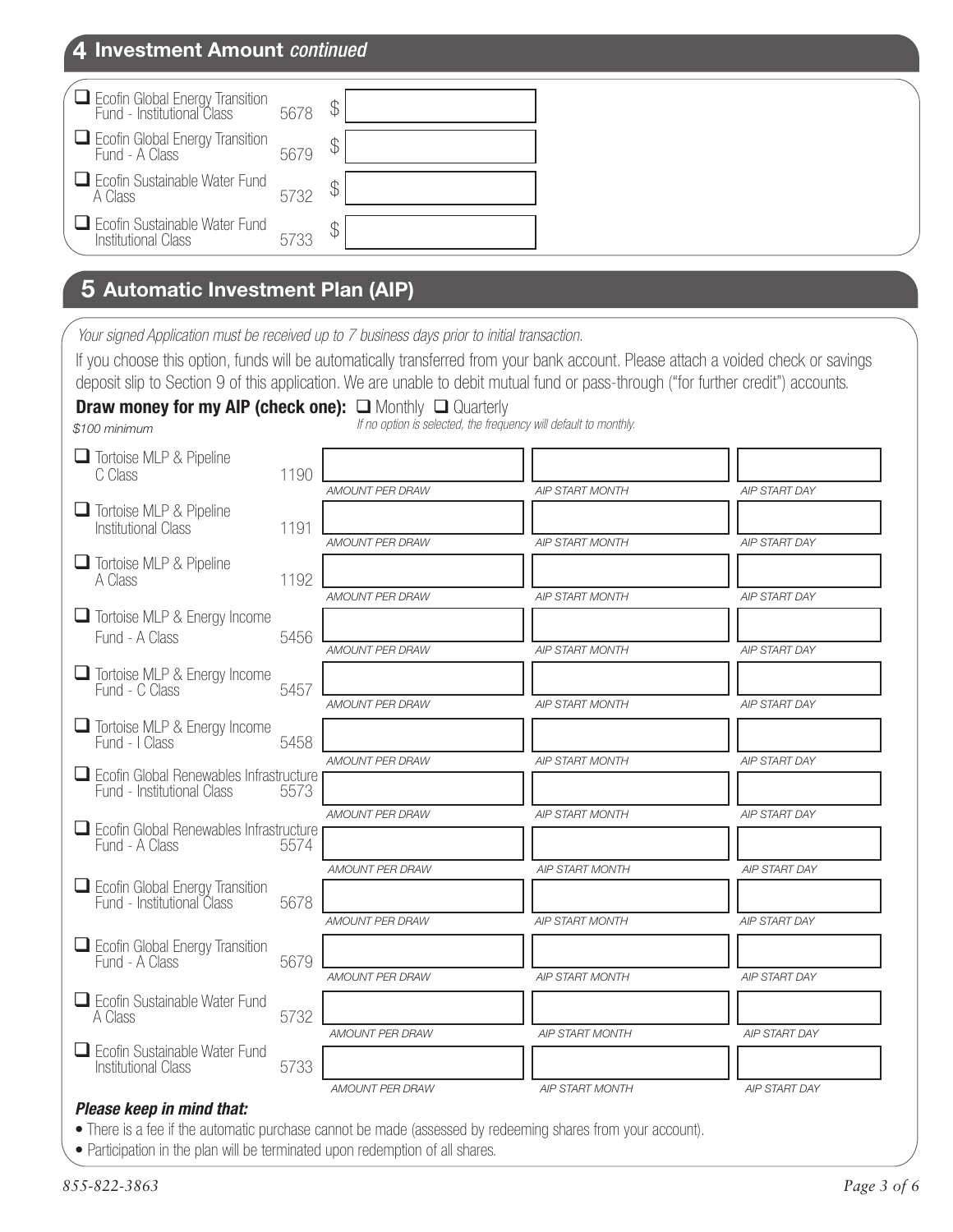## 4 Investment Amount *continued*

| Fund | Code | Amount |
|---|---|---|
| ☐ Ecofin Global Energy Transition Fund - Institutional Class | 5678 | $ |
| ☐ Ecofin Global Energy Transition Fund - A Class | 5679 | $ |
| ☐ Ecofin Sustainable Water Fund A Class | 5732 | $ |
| ☐ Ecofin Sustainable Water Fund Institutional Class | 5733 | $ |

## 5 Automatic Investment Plan (AIP)

*Your signed Application must be received up to 7 business days prior to initial transaction.*

If you choose this option, funds will be automatically transferred from your bank account. Please attach a voided check or savings deposit slip to Section 9 of this application. We are unable to debit mutual fund or pass-through ("for further credit") accounts.

**Draw money for my AIP (check one):** ☐ Monthly ☐ Quarterly

*If no option is selected, the frequency will default to monthly.*

*$100 minimum*

| Fund | Code | AMOUNT PER DRAW | AIP START MONTH | AIP START DAY |
|---|---|---|---|---|
| ☐ Tortoise MLP & Pipeline C Class | 1190 | | | |
| ☐ Tortoise MLP & Pipeline Institutional Class | 1191 | | | |
| ☐ Tortoise MLP & Pipeline A Class | 1192 | | | |
| ☐ Tortoise MLP & Energy Income Fund - A Class | 5456 | | | |
| ☐ Tortoise MLP & Energy Income Fund - C Class | 5457 | | | |
| ☐ Tortoise MLP & Energy Income Fund - I Class | 5458 | | | |
| ☐ Ecofin Global Renewables Infrastructure Fund - Institutional Class | 5573 | | | |
| ☐ Ecofin Global Renewables Infrastructure Fund - A Class | 5574 | | | |
| ☐ Ecofin Global Energy Transition Fund - Institutional Class | 5678 | | | |
| ☐ Ecofin Global Energy Transition Fund - A Class | 5679 | | | |
| ☐ Ecofin Sustainable Water Fund A Class | 5732 | | | |
| ☐ Ecofin Sustainable Water Fund Institutional Class | 5733 | | | |

***Please keep in mind that:***

- There is a fee if the automatic purchase cannot be made (assessed by redeeming shares from your account).
- Participation in the plan will be terminated upon redemption of all shares.

855-822-3863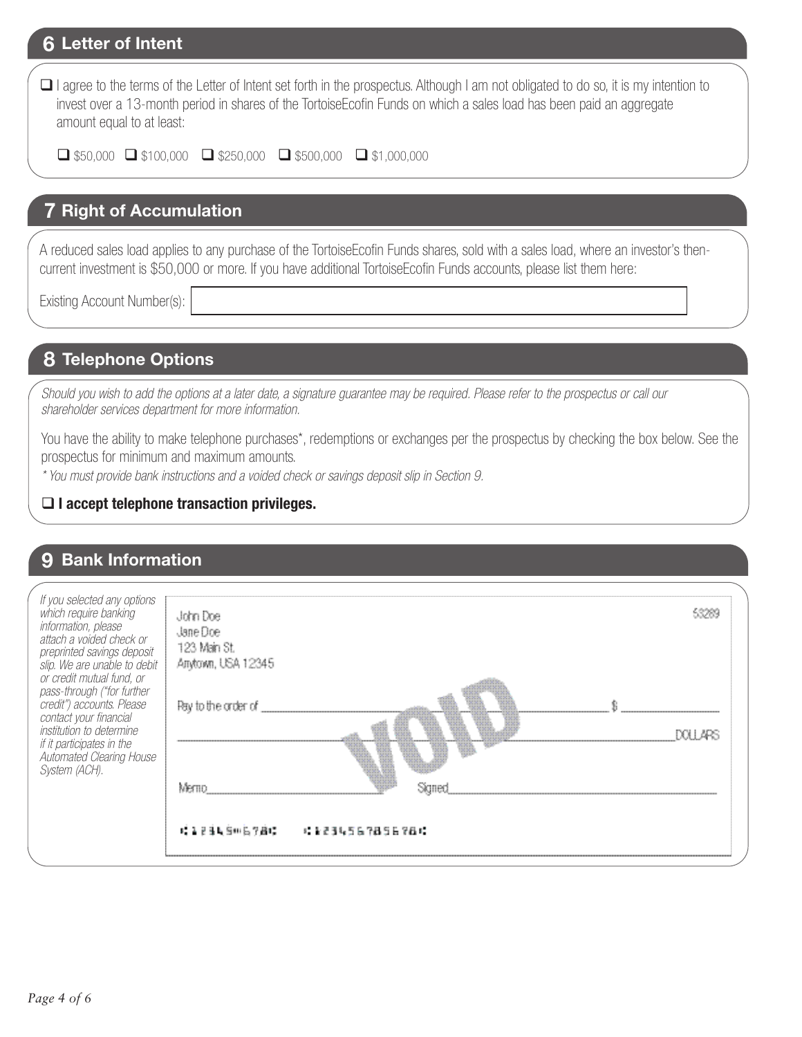## 6 Letter of Intent

- [ ] I agree to the terms of the Letter of Intent set forth in the prospectus. Although I am not obligated to do so, it is my intention to invest over a 13-month period in shares of the TortoiseEcofin Funds on which a sales load has been paid an aggregate amount equal to at least:

- [ ] $50,000 - [ ] $100,000 - [ ] $250,000 - [ ] $500,000 - [ ] $1,000,000

## 7 Right of Accumulation

A reduced sales load applies to any purchase of the TortoiseEcofin Funds shares, sold with a sales load, where an investor's then-current investment is $50,000 or more. If you have additional TortoiseEcofin Funds accounts, please list them here:

Existing Account Number(s): ______________________________

## 8 Telephone Options

*Should you wish to add the options at a later date, a signature guarantee may be required. Please refer to the prospectus or call our shareholder services department for more information.*

You have the ability to make telephone purchases*, redemptions or exchanges per the prospectus by checking the box below. See the prospectus for minimum and maximum amounts.

*\* You must provide bank instructions and a voided check or savings deposit slip in Section 9.*

- [ ] **I accept telephone transaction privileges.**

## 9 Bank Information

*If you selected any options which require banking information, please attach a voided check or preprinted savings deposit slip. We are unable to debit or credit mutual fund, or pass-through ("for further credit") accounts. Please contact your financial institution to determine if it participates in the Automated Clearing House System (ACH).*

John Doe
Jane Doe
123 Main St.
Anytown, USA 12345

53289

Pay to the order of ______________________ $ __________

______________________________ DOLLARS

VOID

Memo______________ Signed______________

⑆12345⑈678⑆ ⑆123456785678⑆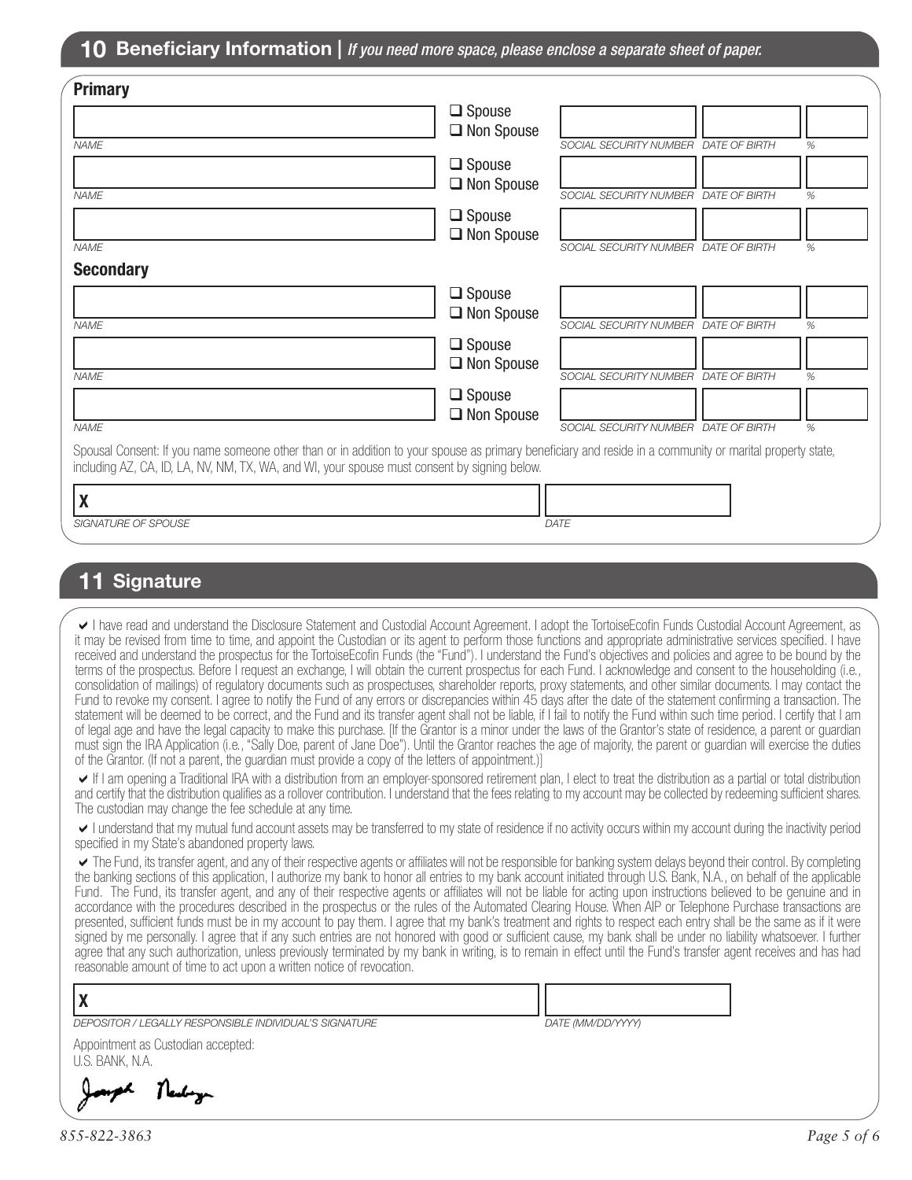## 10 Beneficiary Information | *If you need more space, please enclose a separate sheet of paper.*

### Primary

| NAME | | SOCIAL SECURITY NUMBER | DATE OF BIRTH | % |
|---|---|---|---|---|
| | ☐ Spouse ☐ Non Spouse | | | |
| | ☐ Spouse ☐ Non Spouse | | | |
| | ☐ Spouse ☐ Non Spouse | | | |

### Secondary

| NAME | | SOCIAL SECURITY NUMBER | DATE OF BIRTH | % |
|---|---|---|---|---|
| | ☐ Spouse ☐ Non Spouse | | | |
| | ☐ Spouse ☐ Non Spouse | | | |
| | ☐ Spouse ☐ Non Spouse | | | |

Spousal Consent: If you name someone other than or in addition to your spouse as primary beneficiary and reside in a community or marital property state, including AZ, CA, ID, LA, NV, NM, TX, WA, and WI, your spouse must consent by signing below.

X ______________________________ ______________

*SIGNATURE OF SPOUSE* *DATE*

## 11 Signature

✔ I have read and understand the Disclosure Statement and Custodial Account Agreement. I adopt the TortoiseEcofin Funds Custodial Account Agreement, as it may be revised from time to time, and appoint the Custodian or its agent to perform those functions and appropriate administrative services specified. I have received and understand the prospectus for the TortoiseEcofin Funds (the "Fund"). I understand the Fund's objectives and policies and agree to be bound by the terms of the prospectus. Before I request an exchange, I will obtain the current prospectus for each Fund. I acknowledge and consent to the householding (i.e., consolidation of mailings) of regulatory documents such as prospectuses, shareholder reports, proxy statements, and other similar documents. I may contact the Fund to revoke my consent. I agree to notify the Fund of any errors or discrepancies within 45 days after the date of the statement confirming a transaction. The statement will be deemed to be correct, and the Fund and its transfer agent shall not be liable, if I fail to notify the Fund within such time period. I certify that I am of legal age and have the legal capacity to make this purchase. [If the Grantor is a minor under the laws of the Grantor's state of residence, a parent or guardian must sign the IRA Application (i.e., "Sally Doe, parent of Jane Doe"). Until the Grantor reaches the age of majority, the parent or guardian will exercise the duties of the Grantor. (If not a parent, the guardian must provide a copy of the letters of appointment.)]

✔ If I am opening a Traditional IRA with a distribution from an employer-sponsored retirement plan, I elect to treat the distribution as a partial or total distribution and certify that the distribution qualifies as a rollover contribution. I understand that the fees relating to my account may be collected by redeeming sufficient shares. The custodian may change the fee schedule at any time.

✔ I understand that my mutual fund account assets may be transferred to my state of residence if no activity occurs within my account during the inactivity period specified in my State's abandoned property laws.

✔ The Fund, its transfer agent, and any of their respective agents or affiliates will not be responsible for banking system delays beyond their control. By completing the banking sections of this application, I authorize my bank to honor all entries to my bank account initiated through U.S. Bank, N.A., on behalf of the applicable Fund. The Fund, its transfer agent, and any of their respective agents or affiliates will not be liable for acting upon instructions believed to be genuine and in accordance with the procedures described in the prospectus or the rules of the Automated Clearing House. When AIP or Telephone Purchase transactions are presented, sufficient funds must be in my account to pay them. I agree that my bank's treatment and rights to respect each entry shall be the same as if it were signed by me personally. I agree that if any such entries are not honored with good or sufficient cause, my bank shall be under no liability whatsoever. I further agree that any such authorization, unless previously terminated by my bank in writing, is to remain in effect until the Fund's transfer agent receives and has had reasonable amount of time to act upon a written notice of revocation.

X ______________________________ ______________

*DEPOSITOR / LEGALLY RESPONSIBLE INDIVIDUAL'S SIGNATURE* *DATE (MM/DD/YYYY)*

Appointment as Custodian accepted:
U.S. BANK, N.A.

Joseph Neuberger

855-822-3863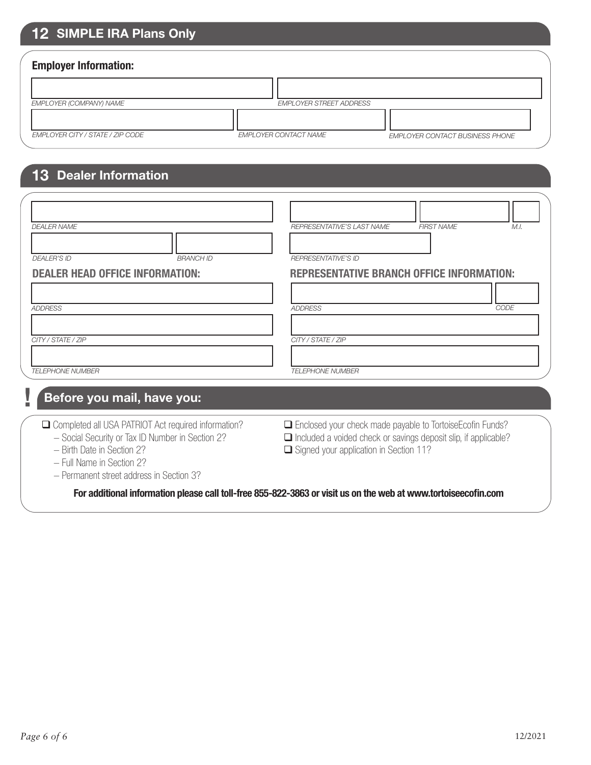## 12 SIMPLE IRA Plans Only

**Employer Information:**

EMPLOYER (COMPANY) NAME

EMPLOYER STREET ADDRESS

EMPLOYER CITY / STATE / ZIP CODE

EMPLOYER CONTACT NAME

EMPLOYER CONTACT BUSINESS PHONE

## 13 Dealer Information

DEALER NAME

REPRESENTATIVE'S LAST NAME | FIRST NAME | M.I.

DEALER'S ID | BRANCH ID

REPRESENTATIVE'S ID

### DEALER HEAD OFFICE INFORMATION:

ADDRESS

CITY / STATE / ZIP

TELEPHONE NUMBER

### REPRESENTATIVE BRANCH OFFICE INFORMATION:

ADDRESS | CODE

CITY / STATE / ZIP

TELEPHONE NUMBER

## ! Before you mail, have you:

- ❑ Completed all USA PATRIOT Act required information?
  - Social Security or Tax ID Number in Section 2?
  - Birth Date in Section 2?
  - Full Name in Section 2?
  - Permanent street address in Section 3?
- ❑ Enclosed your check made payable to TortoiseEcofin Funds?
- ❑ Included a voided check or savings deposit slip, if applicable?
- ❑ Signed your application in Section 11?

**For additional information please call toll-free 855-822-3863 or visit us on the web at www.tortoiseecofin.com**

12/2021